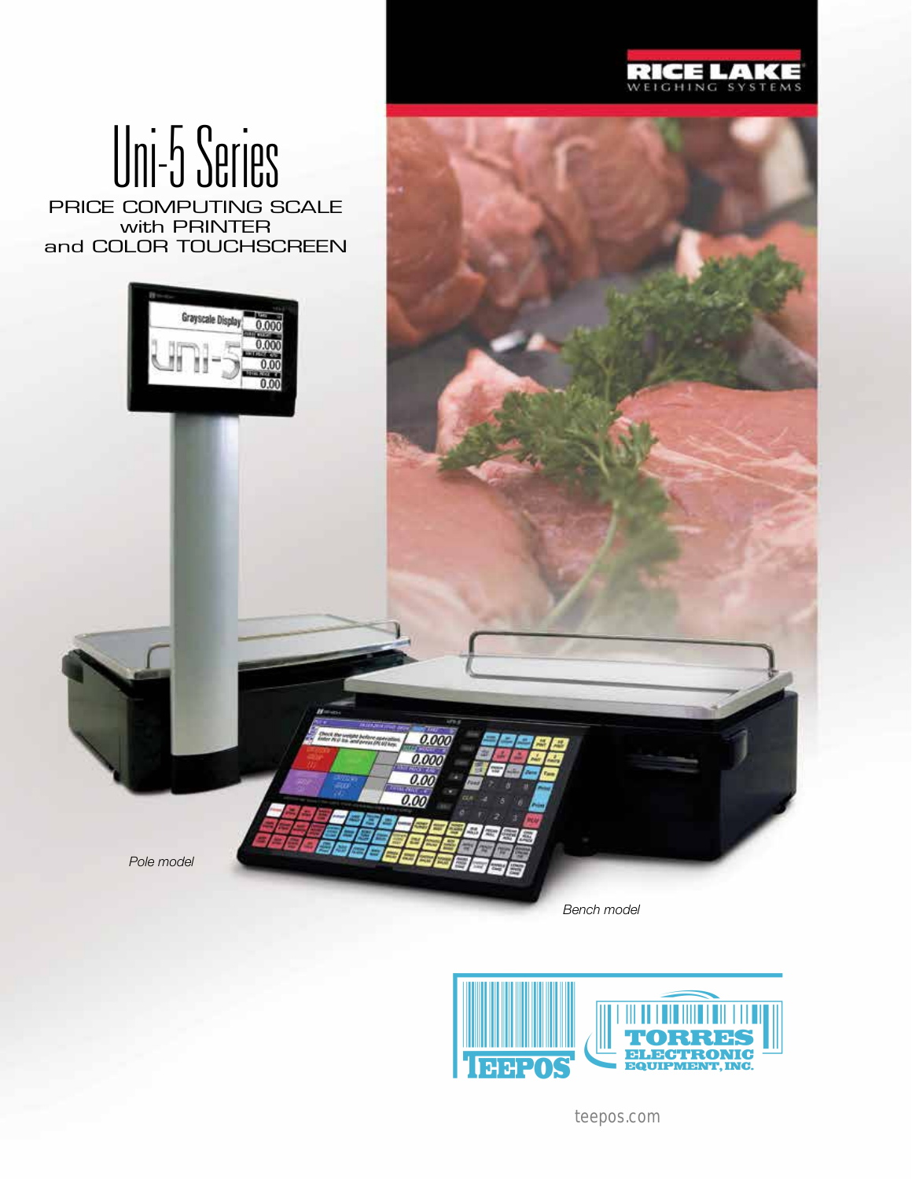RICE LAKE WEIGHING SYSTEMS

# Uni-5 Series

## PRICE COMPUTING SCALE with PRINTER and COLOR TOUCHSCREEN

*Pole model*

*Bench model*

TEEPOS

TORRES ELECTRONIC EQUIPMENT, INC.

teepos.com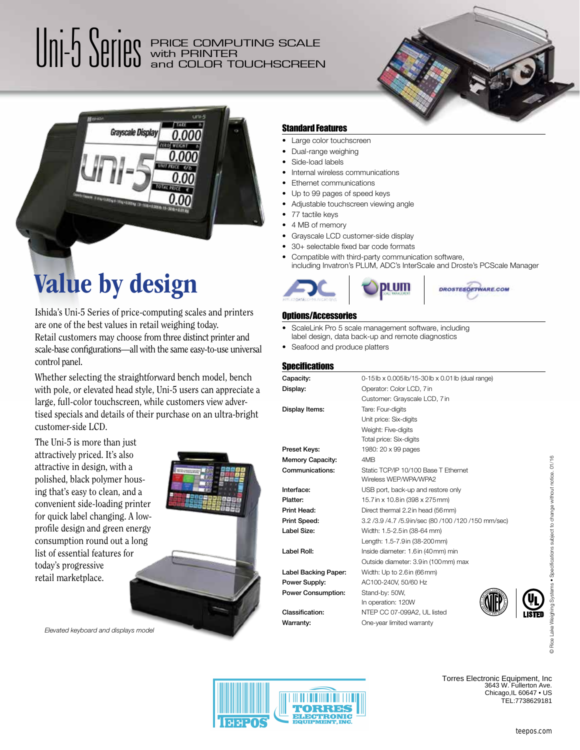# Uni-5 Series

PRICE COMPUTING SCALE
with PRINTER
and COLOR TOUCHSCREEN

## Value by design

Ishida's Uni-5 Series of price-computing scales and printers are one of the best values in retail weighing today. Retail customers may choose from three distinct printer and scale-base configurations—all with the same easy-to-use universal control panel.

Whether selecting the straightforward bench model, bench with pole, or elevated head style, Uni-5 users can appreciate a large, full-color touchscreen, while customers view advertised specials and details of their purchase on an ultra-bright customer-side LCD.

The Uni-5 is more than just attractively priced. It's also attractive in design, with a polished, black polymer housing that's easy to clean, and a convenient side-loading printer for quick label changing. A low-profile design and green energy consumption round out a long list of essential features for today's progressive retail marketplace.

*Elevated keyboard and displays model*

### Standard Features

- Large color touchscreen
- Dual-range weighing
- Side-load labels
- Internal wireless communications
- Ethernet communications
- Up to 99 pages of speed keys
- Adjustable touchscreen viewing angle
- 77 tactile keys
- 4 MB of memory
- Grayscale LCD customer-side display
- 30+ selectable fixed bar code formats
- Compatible with third-party communication software, including Invatron's PLUM, ADC's InterScale and Droste's PCScale Manager

### Options/Accessories

- ScaleLink Pro 5 scale management software, including label design, data back-up and remote diagnostics
- Seafood and produce platters

### Specifications

| | |
|---|---|
| Capacity: | 0-15 lb x 0.005 lb/15-30 lb x 0.01 lb (dual range) |
| Display: | Operator: Color LCD, 7 in<br>Customer: Grayscale LCD, 7 in |
| Display Items: | Tare: Four-digits<br>Unit price: Six-digits<br>Weight: Five-digits<br>Total price: Six-digits |
| Preset Keys: | 1980: 20 x 99 pages |
| Memory Capacity: | 4MB |
| Communications: | Static TCP/IP 10/100 Base T Ethernet<br>Wireless WEP/WPA/WPA2 |
| Interface: | USB port, back-up and restore only |
| Platter: | 15.7 in x 10.8 in (398 x 275 mm) |
| Print Head: | Direct thermal 2.2 in head (56 mm) |
| Print Speed: | 3.2 /3.9 /4.7 /5.9 in/sec (80 /100 /120 /150 mm/sec) |
| Label Size: | Width: 1.5-2.5 in (38-64 mm)<br>Length: 1.5-7.9 in (38-200 mm) |
| Label Roll: | Inside diameter: 1.6 in (40 mm) min<br>Outside diameter: 3.9 in (100 mm) max |
| Label Backing Paper: | Width: Up to 2.6 in (66 mm) |
| Power Supply: | AC100-240V, 50/60 Hz |
| Power Consumption: | Stand-by: 50W,<br>In operation: 120W |
| Classification: | NTEP CC 07-099A2, UL listed |
| Warranty: | One-year limited warranty |

© Rice Lake Weighing Systems • Specifications subject to change without notice. 01/16

Torres Electronic Equipment, Inc
3643 W. Fullerton Ave.
Chicago,IL 60647 • US
TEL:7738629181

teepos.com